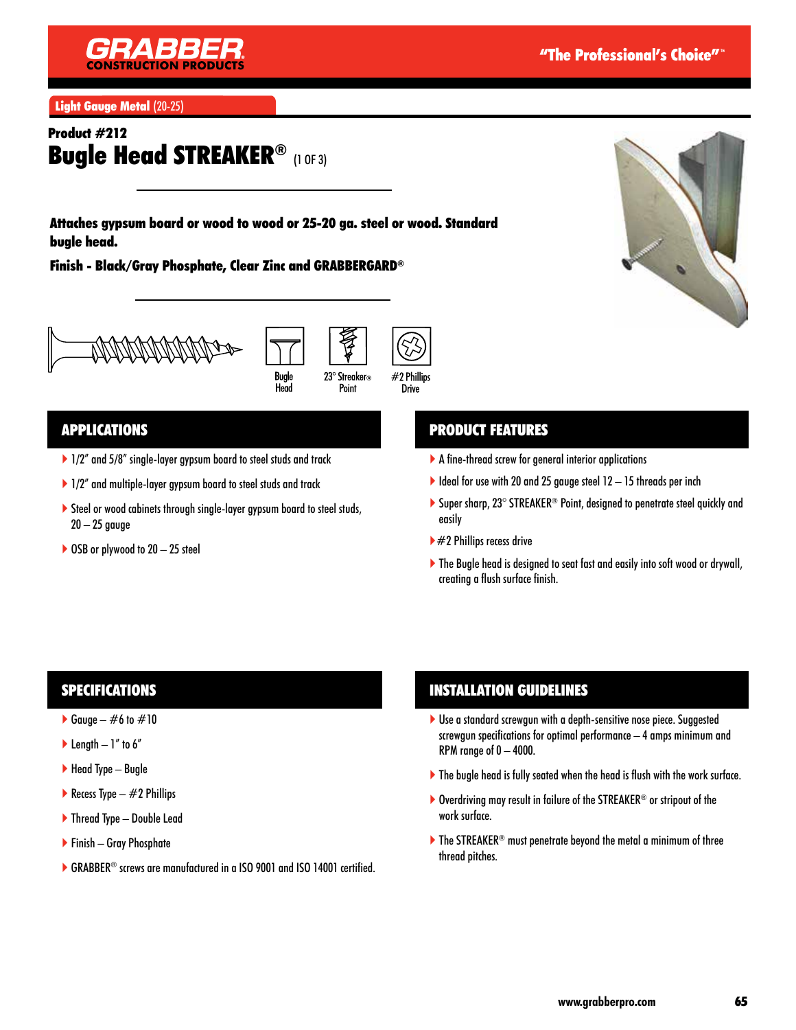**GRABBER** CONSTRUCTION PRODUCTS

"The Professional's Choice"™

**Light Gauge Metal** (20-25)

**Product #212**

# Bugle Head STREAKER® (1 OF 3)

**Attaches gypsum board or wood to wood or 25-20 ga. steel or wood. Standard bugle head.**

**Finish - Black/Gray Phosphate, Clear Zinc and GRABBERGARD®**

Bugle Head | 23° Streaker® Point | #2 Phillips Drive

## APPLICATIONS

- 1/2" and 5/8" single-layer gypsum board to steel studs and track
- 1/2" and multiple-layer gypsum board to steel studs and track
- Steel or wood cabinets through single-layer gypsum board to steel studs, 20 – 25 gauge
- OSB or plywood to 20 – 25 steel

## PRODUCT FEATURES

- A fine-thread screw for general interior applications
- Ideal for use with 20 and 25 gauge steel 12 – 15 threads per inch
- Super sharp, 23° STREAKER® Point, designed to penetrate steel quickly and easily
- #2 Phillips recess drive
- The Bugle head is designed to seat fast and easily into soft wood or drywall, creating a flush surface finish.

## SPECIFICATIONS

- Gauge – #6 to #10
- Length – 1" to 6"
- Head Type – Bugle
- Recess Type – #2 Phillips
- Thread Type – Double Lead
- Finish – Gray Phosphate
- GRABBER® screws are manufactured in a ISO 9001 and ISO 14001 certified.

## INSTALLATION GUIDELINES

- Use a standard screwgun with a depth-sensitive nose piece. Suggested screwgun specifications for optimal performance – 4 amps minimum and RPM range of 0 – 4000.
- The bugle head is fully seated when the head is flush with the work surface.
- Overdriving may result in failure of the STREAKER® or stripout of the work surface.
- The STREAKER® must penetrate beyond the metal a minimum of three thread pitches.

www.grabberpro.com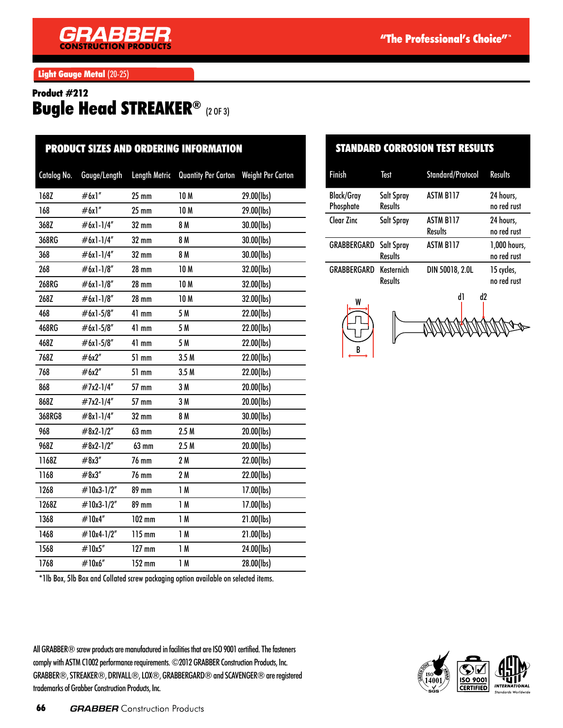**Light Gauge Metal** (20-25)

## Product #212

# Bugle Head STREAKER® (2 OF 3)

### PRODUCT SIZES AND ORDERING INFORMATION

| Catalog No. | Gauge/Length | Length Metric | Quantity Per Carton | Weight Per Carton |
|---|---|---|---|---|
| 168Z | #6x1" | 25 mm | 10 M | 29.00(lbs) |
| 168 | #6x1" | 25 mm | 10 M | 29.00(lbs) |
| 368Z | #6x1-1/4" | 32 mm | 8 M | 30.00(lbs) |
| 368RG | #6x1-1/4" | 32 mm | 8 M | 30.00(lbs) |
| 368 | #6x1-1/4" | 32 mm | 8 M | 30.00(lbs) |
| 268 | #6x1-1/8" | 28 mm | 10 M | 32.00(lbs) |
| 268RG | #6x1-1/8" | 28 mm | 10 M | 32.00(lbs) |
| 268Z | #6x1-1/8" | 28 mm | 10 M | 32.00(lbs) |
| 468 | #6x1-5/8" | 41 mm | 5 M | 22.00(lbs) |
| 468RG | #6x1-5/8" | 41 mm | 5 M | 22.00(lbs) |
| 468Z | #6x1-5/8" | 41 mm | 5 M | 22.00(lbs) |
| 768Z | #6x2" | 51 mm | 3.5 M | 22.00(lbs) |
| 768 | #6x2" | 51 mm | 3.5 M | 22.00(lbs) |
| 868 | #7x2-1/4" | 57 mm | 3 M | 20.00(lbs) |
| 868Z | #7x2-1/4" | 57 mm | 3 M | 20.00(lbs) |
| 368RG8 | #8x1-1/4" | 32 mm | 8 M | 30.00(lbs) |
| 968 | #8x2-1/2" | 63 mm | 2.5 M | 20.00(lbs) |
| 968Z | #8x2-1/2" | 63 mm | 2.5 M | 20.00(lbs) |
| 1168Z | #8x3" | 76 mm | 2 M | 22.00(lbs) |
| 1168 | #8x3" | 76 mm | 2 M | 22.00(lbs) |
| 1268 | #10x3-1/2" | 89 mm | 1 M | 17.00(lbs) |
| 1268Z | #10x3-1/2" | 89 mm | 1 M | 17.00(lbs) |
| 1368 | #10x4" | 102 mm | 1 M | 21.00(lbs) |
| 1468 | #10x4-1/2" | 115 mm | 1 M | 21.00(lbs) |
| 1568 | #10x5" | 127 mm | 1 M | 24.00(lbs) |
| 1768 | #10x6" | 152 mm | 1 M | 28.00(lbs) |

*1lb Box, 5lb Box and Collated screw packaging option available on selected items.

### STANDARD CORROSION TEST RESULTS

| Finish | Test | Standard/Protocol | Results |
|---|---|---|---|
| Black/Gray Phosphate | Salt Spray Results | ASTM B117 | 24 hours, no red rust |
| Clear Zinc | Salt Spray | ASTM B117 Results | 24 hours, no red rust |
| GRABBERGARD | Salt Spray Results | ASTM B117 | 1,000 hours, no red rust |
| GRABBERGARD | Kesternich Results | DIN 50018, 2.0L | 15 cycles, no red rust |

W  B  d1  d2

All GRABBER® screw products are manufactured in facilities that are ISO 9001 certified. The fasteners comply with ASTM C1002 performance requirements. ©2012 GRABBER Construction Products, Inc. GRABBER®, STREAKER®, DRIVALL®, LOX®, GRABBERGARD® and SCAVENGER® are registered trademarks of Grabber Construction Products, Inc.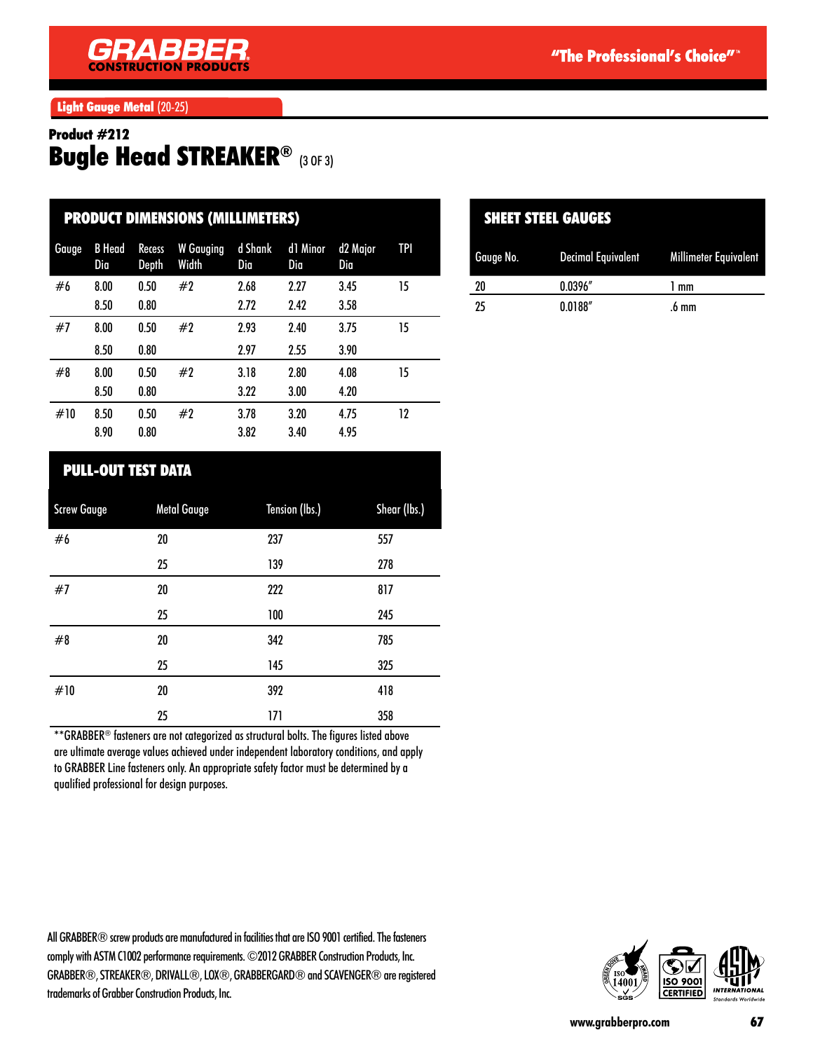GRABBER CONSTRUCTION PRODUCTS

"The Professional's Choice"™

**Light Gauge Metal** (20-25)

**Product #212**

# Bugle Head STREAKER® (3 OF 3)

## PRODUCT DIMENSIONS (MILLIMETERS)

| Gauge | B Head Dia | Recess Depth | W Gauging Width | d Shank Dia | d1 Minor Dia | d2 Major Dia | TPI |
|---|---|---|---|---|---|---|---|
| #6 | 8.00 | 0.50 | #2 | 2.68 | 2.27 | 3.45 | 15 |
| | 8.50 | 0.80 | | 2.72 | 2.42 | 3.58 | |
| #7 | 8.00 | 0.50 | #2 | 2.93 | 2.40 | 3.75 | 15 |
| | 8.50 | 0.80 | | 2.97 | 2.55 | 3.90 | |
| #8 | 8.00 | 0.50 | #2 | 3.18 | 2.80 | 4.08 | 15 |
| | 8.50 | 0.80 | | 3.22 | 3.00 | 4.20 | |
| #10 | 8.50 | 0.50 | #2 | 3.78 | 3.20 | 4.75 | 12 |
| | 8.90 | 0.80 | | 3.82 | 3.40 | 4.95 | |

## SHEET STEEL GAUGES

| Gauge No. | Decimal Equivalent | Millimeter Equivalent |
|---|---|---|
| 20 | 0.0396" | 1 mm |
| 25 | 0.0188" | .6 mm |

## PULL-OUT TEST DATA

| Screw Gauge | Metal Gauge | Tension (lbs.) | Shear (lbs.) |
|---|---|---|---|
| #6 | 20 | 237 | 557 |
| | 25 | 139 | 278 |
| #7 | 20 | 222 | 817 |
| | 25 | 100 | 245 |
| #8 | 20 | 342 | 785 |
| | 25 | 145 | 325 |
| #10 | 20 | 392 | 418 |
| | 25 | 171 | 358 |

**GRABBER® fasteners are not categorized as structural bolts. The figures listed above are ultimate average values achieved under independent laboratory conditions, and apply to GRABBER Line fasteners only. An appropriate safety factor must be determined by a qualified professional for design purposes.

All GRABBER® screw products are manufactured in facilities that are ISO 9001 certified. The fasteners comply with ASTM C1002 performance requirements. ©2012 GRABBER Construction Products, Inc. GRABBER®, STREAKER®, DRIVALL®, LOX®, GRABBERGARD® and SCAVENGER® are registered trademarks of Grabber Construction Products, Inc.

www.grabberpro.com